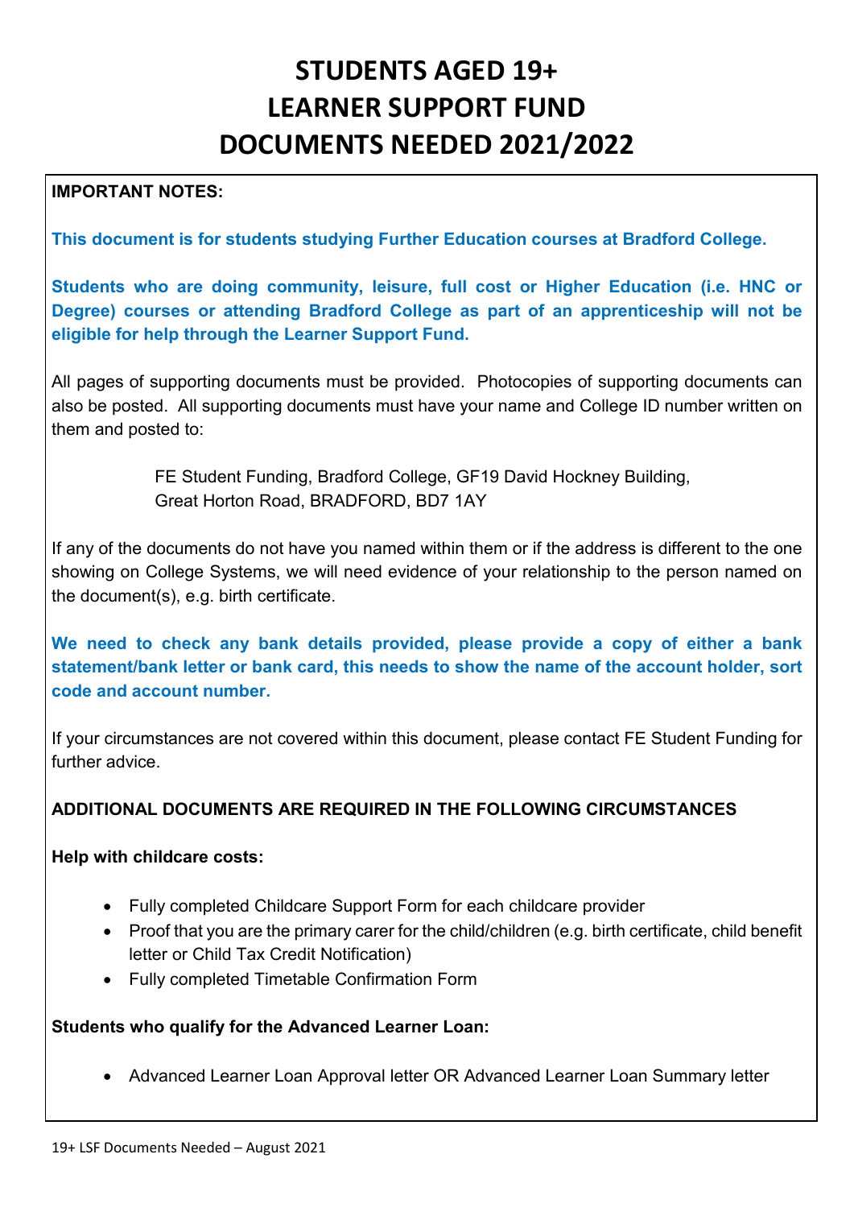# STUDENTS AGED 19+
# LEARNER SUPPORT FUND
# DOCUMENTS NEEDED 2021/2022

**IMPORTANT NOTES:**

**This document is for students studying Further Education courses at Bradford College.**

**Students who are doing community, leisure, full cost or Higher Education (i.e. HNC or Degree) courses or attending Bradford College as part of an apprenticeship will not be eligible for help through the Learner Support Fund.**

All pages of supporting documents must be provided. Photocopies of supporting documents can also be posted. All supporting documents must have your name and College ID number written on them and posted to:

> FE Student Funding, Bradford College, GF19 David Hockney Building,
> Great Horton Road, BRADFORD, BD7 1AY

If any of the documents do not have you named within them or if the address is different to the one showing on College Systems, we will need evidence of your relationship to the person named on the document(s), e.g. birth certificate.

**We need to check any bank details provided, please provide a copy of either a bank statement/bank letter or bank card, this needs to show the name of the account holder, sort code and account number.**

If your circumstances are not covered within this document, please contact FE Student Funding for further advice.

**ADDITIONAL DOCUMENTS ARE REQUIRED IN THE FOLLOWING CIRCUMSTANCES**

**Help with childcare costs:**

- Fully completed Childcare Support Form for each childcare provider
- Proof that you are the primary carer for the child/children (e.g. birth certificate, child benefit letter or Child Tax Credit Notification)
- Fully completed Timetable Confirmation Form

**Students who qualify for the Advanced Learner Loan:**

- Advanced Learner Loan Approval letter OR Advanced Learner Loan Summary letter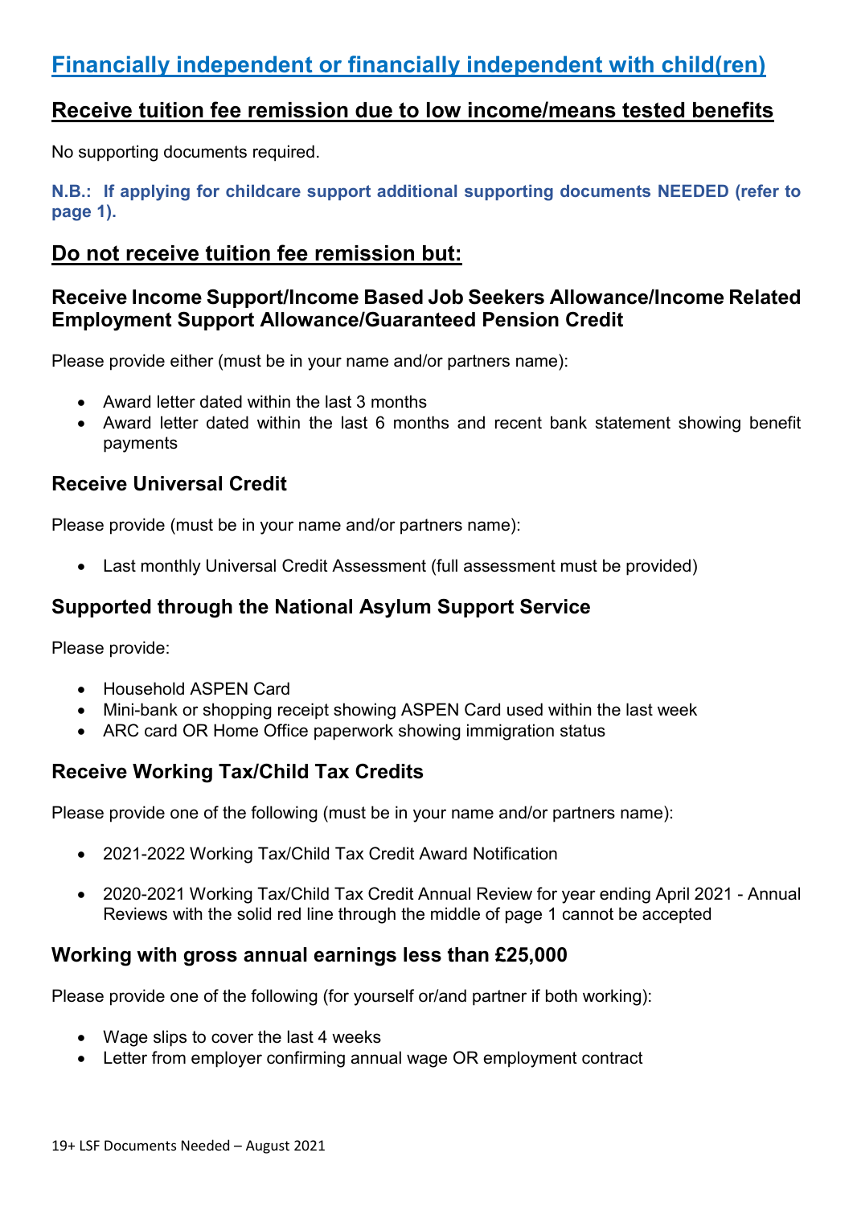# Financially independent or financially independent with child(ren)

## Receive tuition fee remission due to low income/means tested benefits

No supporting documents required.

**N.B.: If applying for childcare support additional supporting documents NEEDED (refer to page 1).**

## Do not receive tuition fee remission but:

### Receive Income Support/Income Based Job Seekers Allowance/Income Related Employment Support Allowance/Guaranteed Pension Credit

Please provide either (must be in your name and/or partners name):

- Award letter dated within the last 3 months
- Award letter dated within the last 6 months and recent bank statement showing benefit payments

### Receive Universal Credit

Please provide (must be in your name and/or partners name):

- Last monthly Universal Credit Assessment (full assessment must be provided)

### Supported through the National Asylum Support Service

Please provide:

- Household ASPEN Card
- Mini-bank or shopping receipt showing ASPEN Card used within the last week
- ARC card OR Home Office paperwork showing immigration status

### Receive Working Tax/Child Tax Credits

Please provide one of the following (must be in your name and/or partners name):

- 2021-2022 Working Tax/Child Tax Credit Award Notification
- 2020-2021 Working Tax/Child Tax Credit Annual Review for year ending April 2021 - Annual Reviews with the solid red line through the middle of page 1 cannot be accepted

### Working with gross annual earnings less than £25,000

Please provide one of the following (for yourself or/and partner if both working):

- Wage slips to cover the last 4 weeks
- Letter from employer confirming annual wage OR employment contract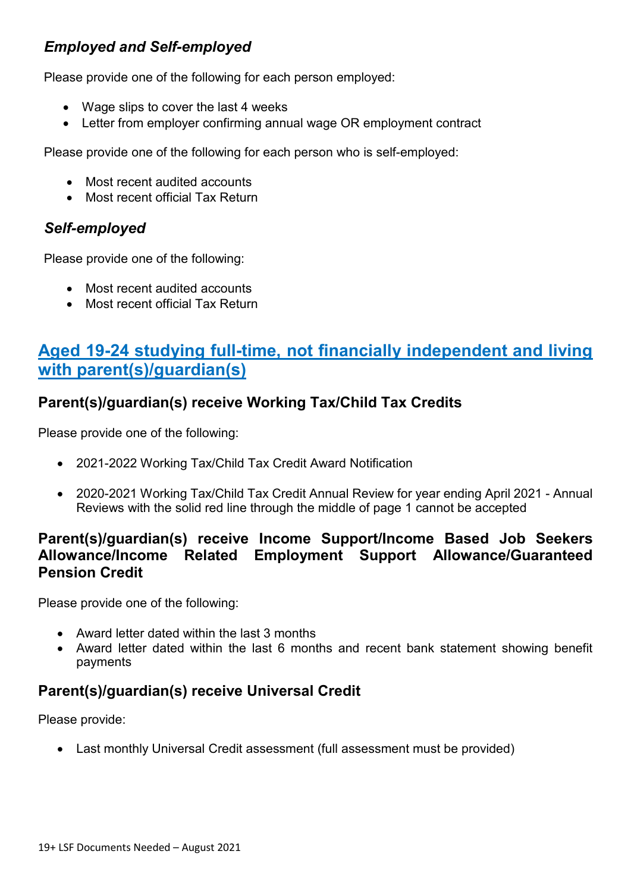### *Employed and Self-employed*

Please provide one of the following for each person employed:

- Wage slips to cover the last 4 weeks
- Letter from employer confirming annual wage OR employment contract

Please provide one of the following for each person who is self-employed:

- Most recent audited accounts
- Most recent official Tax Return

### *Self-employed*

Please provide one of the following:

- Most recent audited accounts
- Most recent official Tax Return

## Aged 19-24 studying full-time, not financially independent and living with parent(s)/guardian(s)

### Parent(s)/guardian(s) receive Working Tax/Child Tax Credits

Please provide one of the following:

- 2021-2022 Working Tax/Child Tax Credit Award Notification
- 2020-2021 Working Tax/Child Tax Credit Annual Review for year ending April 2021 - Annual Reviews with the solid red line through the middle of page 1 cannot be accepted

### Parent(s)/guardian(s) receive Income Support/Income Based Job Seekers Allowance/Income Related Employment Support Allowance/Guaranteed Pension Credit

Please provide one of the following:

- Award letter dated within the last 3 months
- Award letter dated within the last 6 months and recent bank statement showing benefit payments

### Parent(s)/guardian(s) receive Universal Credit

Please provide:

- Last monthly Universal Credit assessment (full assessment must be provided)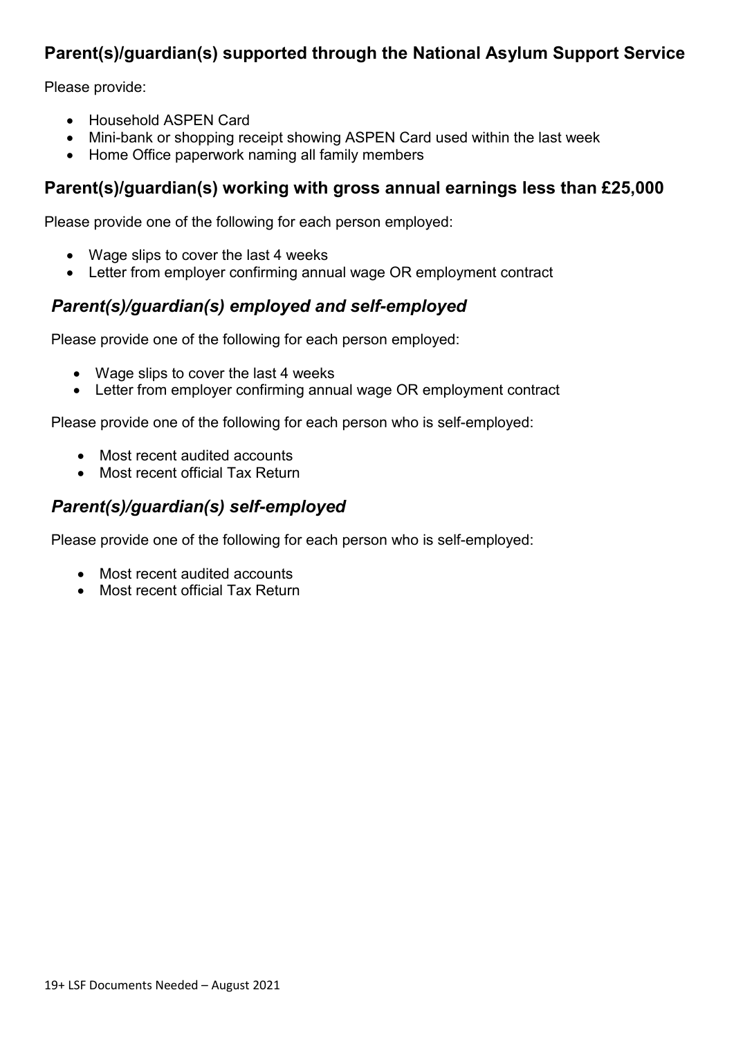## Parent(s)/guardian(s) supported through the National Asylum Support Service

Please provide:

- Household ASPEN Card
- Mini-bank or shopping receipt showing ASPEN Card used within the last week
- Home Office paperwork naming all family members

## Parent(s)/guardian(s) working with gross annual earnings less than £25,000

Please provide one of the following for each person employed:

- Wage slips to cover the last 4 weeks
- Letter from employer confirming annual wage OR employment contract

### *Parent(s)/guardian(s) employed and self-employed*

Please provide one of the following for each person employed:

- Wage slips to cover the last 4 weeks
- Letter from employer confirming annual wage OR employment contract

Please provide one of the following for each person who is self-employed:

- Most recent audited accounts
- Most recent official Tax Return

### *Parent(s)/guardian(s) self-employed*

Please provide one of the following for each person who is self-employed:

- Most recent audited accounts
- Most recent official Tax Return